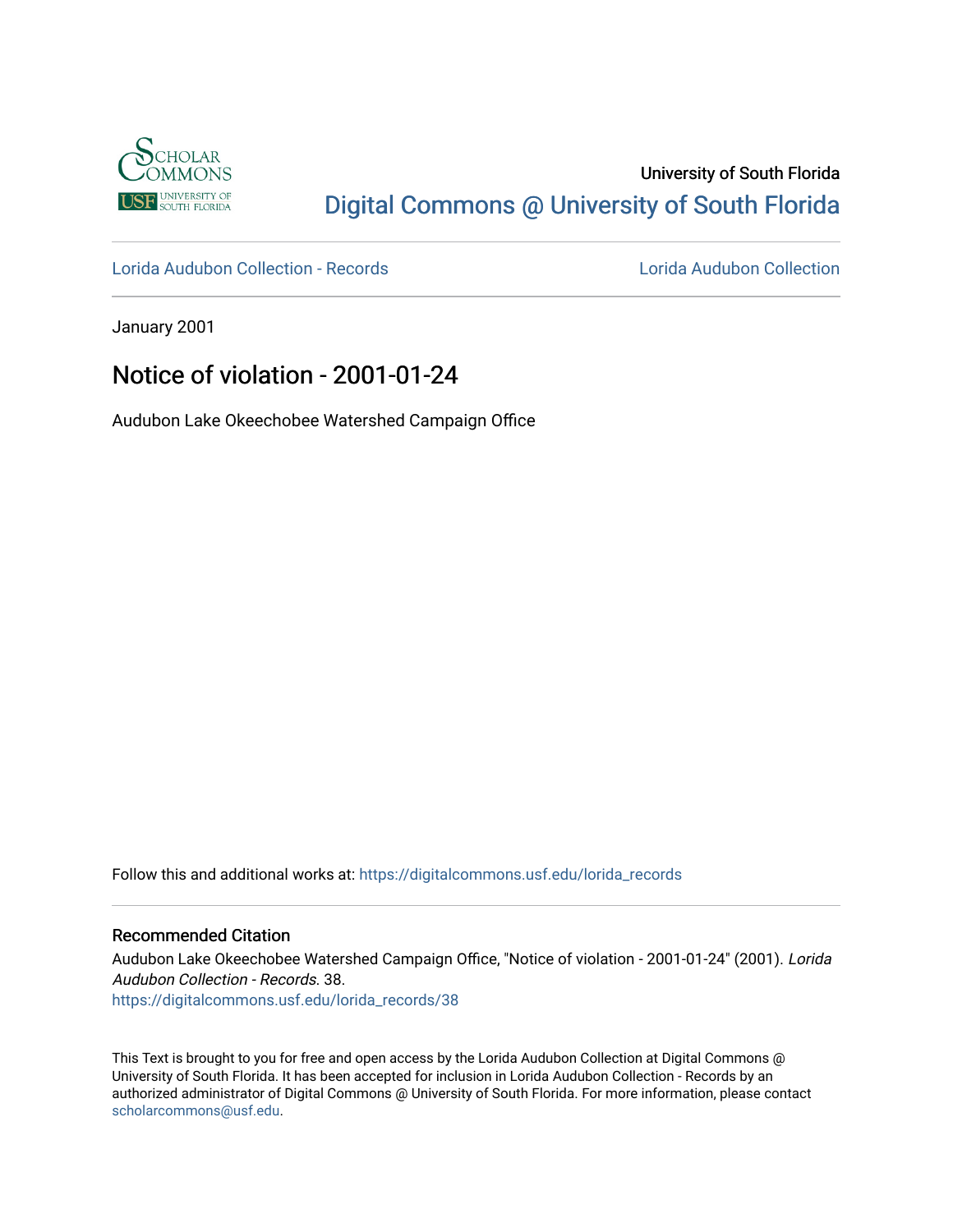University of South Florida

[Digital Commons @ University of South Florida](https://digitalcommons.usf.edu/)

Lorida Audubon Collection - Records | Lorida Audubon Collection

January 2001

# Notice of violation - 2001-01-24

Audubon Lake Okeechobee Watershed Campaign Office

Follow this and additional works at: https://digitalcommons.usf.edu/lorida_records

## Recommended Citation

Audubon Lake Okeechobee Watershed Campaign Office, "Notice of violation - 2001-01-24" (2001). *Lorida Audubon Collection - Records*. 38.
https://digitalcommons.usf.edu/lorida_records/38

This Text is brought to you for free and open access by the Lorida Audubon Collection at Digital Commons @ University of South Florida. It has been accepted for inclusion in Lorida Audubon Collection - Records by an authorized administrator of Digital Commons @ University of South Florida. For more information, please contact scholarcommons@usf.edu.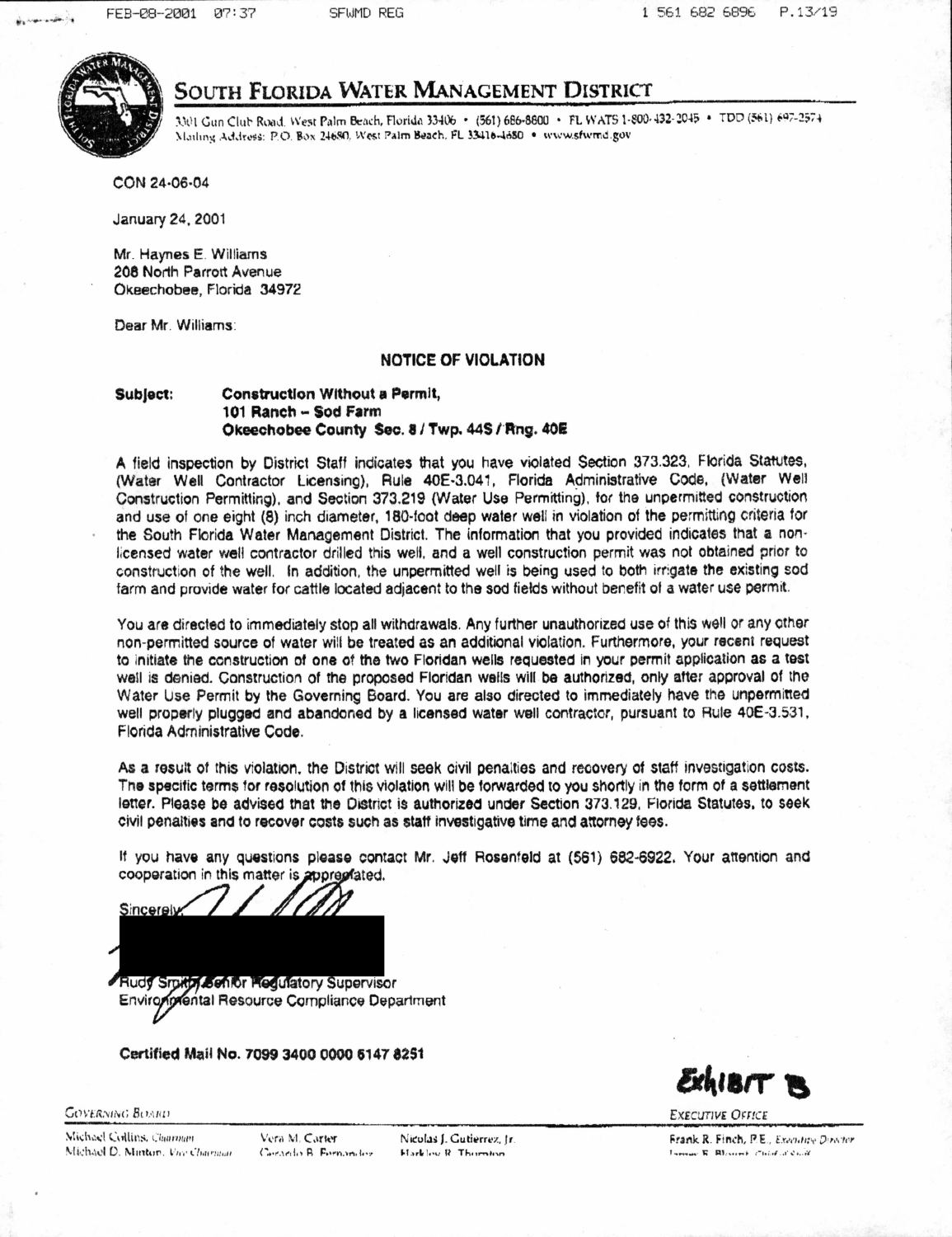# SOUTH FLORIDA WATER MANAGEMENT DISTRICT

3301 Gun Club Road, West Palm Beach, Florida 33406 • (561) 686-8800 • FL WATS 1-800-432-2045 • TDD (561) 697-2574
Mailing Address: P.O. Box 24680, West Palm Beach, FL 33416-4680 • www.sfwmd.gov

CON 24-06-04

January 24, 2001

Mr. Haynes E. Williams
208 North Parrott Avenue
Okeechobee, Florida 34972

Dear Mr. Williams:

**NOTICE OF VIOLATION**

**Subject: Construction Without a Permit,
101 Ranch – Sod Farm
Okeechobee County Sec. 8 / Twp. 44S / Rng. 40E**

A field inspection by District Staff indicates that you have violated Section 373.323, Florida Statutes, (Water Well Contractor Licensing), Rule 40E-3.041, Florida Administrative Code, (Water Well Construction Permitting), and Section 373.219 (Water Use Permitting), for the unpermitted construction and use of one eight (8) inch diameter, 180-foot deep water well in violation of the permitting criteria for the South Florida Water Management District. The information that you provided indicates that a non-licensed water well contractor drilled this well, and a well construction permit was not obtained prior to construction of the well. In addition, the unpermitted well is being used to both irrigate the existing sod farm and provide water for cattle located adjacent to the sod fields without benefit of a water use permit.

You are directed to immediately stop all withdrawals. Any further unauthorized use of this well or any other non-permitted source of water will be treated as an additional violation. Furthermore, your recent request to initiate the construction of one of the two Floridan wells requested in your permit application as a test well is denied. Construction of the proposed Floridan wells will be authorized, only after approval of the Water Use Permit by the Governing Board. You are also directed to immediately have the unpermitted well properly plugged and abandoned by a licensed water well contractor, pursuant to Rule 40E-3.531, Florida Administrative Code.

As a result of this violation, the District will seek civil penalties and recovery of staff investigation costs. The specific terms for resolution of this violation will be forwarded to you shortly in the form of a settlement letter. Please be advised that the District is authorized under Section 373.129, Florida Statutes, to seek civil penalties and to recover costs such as staff investigative time and attorney fees.

If you have any questions please contact Mr. Jeff Rosenfeld at (561) 682-6922. Your attention and cooperation in this matter is appreciated.

Sincerely,

Rudy Smith, Senior Regulatory Supervisor
Environmental Resource Compliance Department

**Certified Mail No. 7099 3400 0000 6147 8251**

Exhibit B

GOVERNING BOARD

Michael Collins, *Chairman*
Michael D. Minton, *Vice Chairman*
Vera M. Carter
Gerardo B. Fernandez
Nicolas J. Gutierrez, Jr.
Harkley R. Thornton

EXECUTIVE OFFICE

Frank R. Finch, P.E., *Executive Director*
James E. Blount, *Chief of Staff*